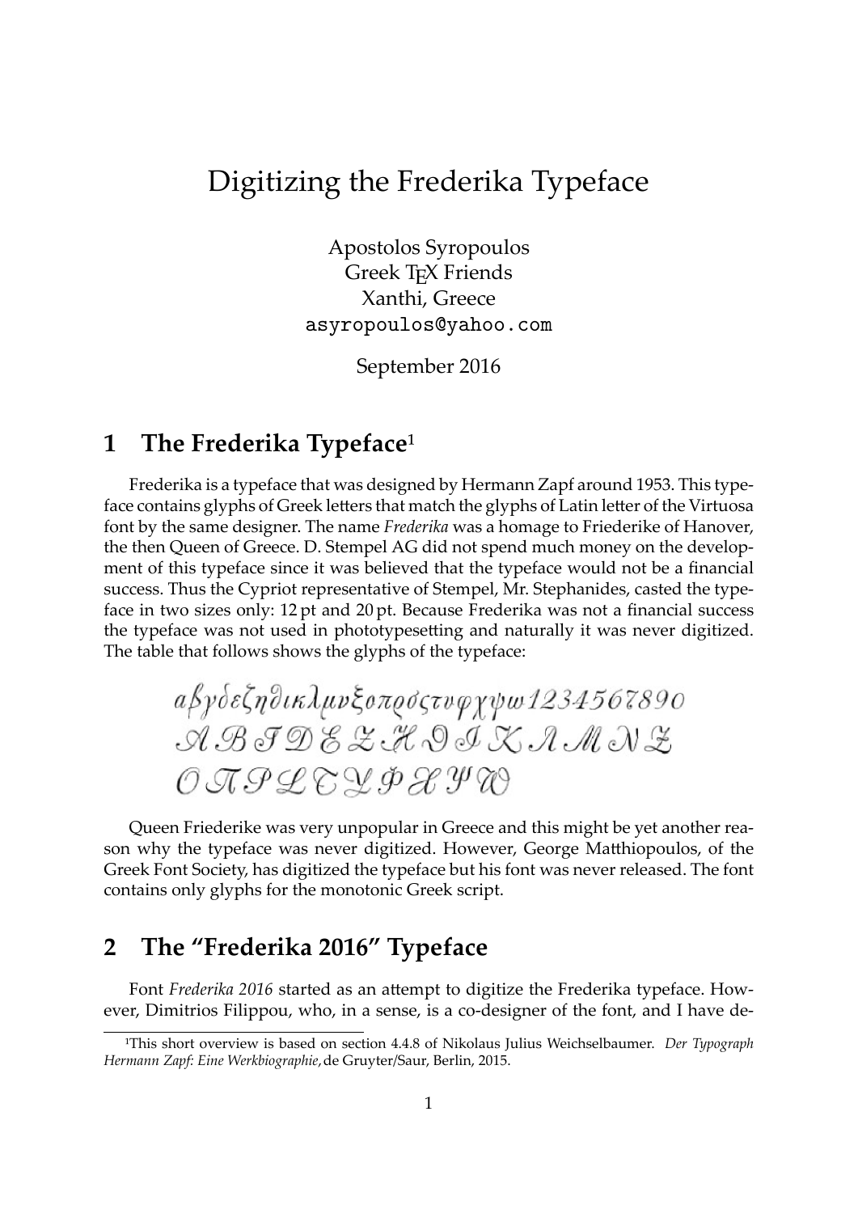# Digitizing the Frederika Typeface

Apostolos Syropoulos
Greek TEX Friends
Xanthi, Greece
asyropoulos@yahoo.com

September 2016

## 1 The Frederika Typeface[1]

Frederika is a typeface that was designed by Hermann Zapf around 1953. This typeface contains glyphs of Greek letters that match the glyphs of Latin letter of the Virtuosa font by the same designer. The name *Frederika* was a homage to Friederike of Hanover, the then Queen of Greece. D. Stempel AG did not spend much money on the development of this typeface since it was believed that the typeface would not be a financial success. Thus the Cypriot representative of Stempel, Mr. Stephanides, casted the typeface in two sizes only: 12 pt and 20 pt. Because Frederika was not a financial success the typeface was not used in phototypesetting and naturally it was never digitized. The table that follows shows the glyphs of the typeface:

αβγδεζηθικλμνξοπρσςτυφχψω1234567890
ΑΒΓΔΕΖΗΘΙΚΛΜΝΞ
ΟΠΡΣΤΥΦΧΨΩ

Queen Friederike was very unpopular in Greece and this might be yet another reason why the typeface was never digitized. However, George Matthiopoulos, of the Greek Font Society, has digitized the typeface but his font was never released. The font contains only glyphs for the monotonic Greek script.

## 2 The "Frederika 2016" Typeface

Font *Frederika 2016* started as an attempt to digitize the Frederika typeface. However, Dimitrios Filippou, who, in a sense, is a co-designer of the font, and I have de-

[1] This short overview is based on section 4.4.8 of Nikolaus Julius Weichselbaumer. *Der Typograph Hermann Zapf: Eine Werkbiographie*, de Gruyter/Saur, Berlin, 2015.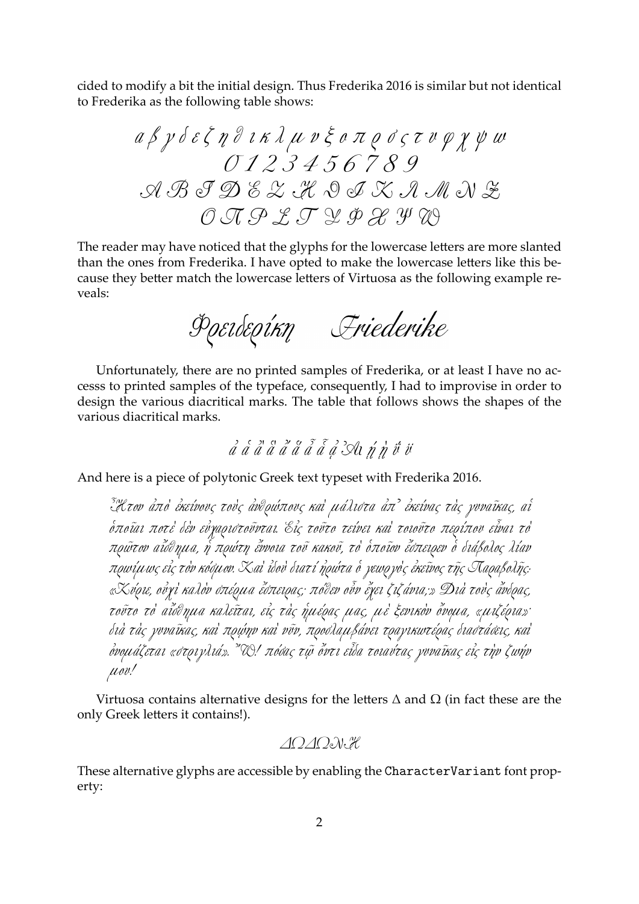cided to modify a bit the initial design. Thus Frederika 2016 is similar but not identical to Frederika as the following table shows:

α β γ δ ε ζ η θ ι κ λ μ ν ξ ο π ρ σ ς τ υ φ χ ψ ω
0 1 2 3 4 5 6 7 8 9
Α Β Γ Δ Ε Ζ Η Θ Ι Κ Λ Μ Ν Ξ
Ο Π Ρ Σ Τ Υ Φ Χ Ψ Ω

The reader may have noticed that the glyphs for the lowercase letters are more slanted than the ones from Frederika. I have opted to make the lowercase letters like this because they better match the lowercase letters of Virtuosa as the following example reveals:

Φρειδερίκη Friederike

Unfortunately, there are no printed samples of Frederika, or at least I have no accesss to printed samples of the typeface, consequently, I had to improvise in order to design the various diacritical marks. The table that follows shows the shapes of the various diacritical marks.

ἀ ἁ ἂ ἃ ἄ ἅ ἆ ἇ ᾳ ᾼι ῄ ῃ ΰ ϋ

And here is a piece of polytonic Greek text typeset with Frederika 2016.

*Ἦτον ἀπὸ ἐκείνους τοὺς ἀνθρώπους καὶ μάλιστα ἀπ᾽ ἐκείνας τὰς γυναῖκας, αἱ ὁποῖαι ποτὲ δὲν εὐχαριστοῦνται. Εἰς τοῦτο τείνει καὶ τοιοῦτο περίπου εἶναι τὸ πρῶτον αἴσθημα, ἡ πρώτη ἔννοια τοῦ κακοῦ, τὸ ὁποῖον ἔσπειρεν ὁ διάβολος λίαν πρωΐμως εἰς τὸν κόσμον. Καὶ ἰδοὺ διατί ἠρώτα ὁ γεωργὸς ἐκεῖνος τῆς Παραβολῆς· «Κύριε, οὐχὶ καλὸν σπέρμα ἔσπειρας; πόθεν οὖν ἔχει ζιζάνια;» Διὰ τοὺς ἄνδρας, τοῦτο τὸ αἴσθημα καλεῖται, εἰς τὰς ἡμέρας μας, μὲ ξενικὸν ὄνομα, «μιζέρια»· διὰ τὰς γυναῖκας, καὶ πρώην καὶ νῦν, προσλαμβάνει τραγικωτέρας διαστάσεις, καὶ ὀνομάζεται «στριγλιά». Ὤ! πόσας τῷ ὄντι εἶδα τοιαύτας γυναῖκας εἰς τὴν ζωήν μου!*

Virtuosa contains alternative designs for the letters Δ and Ω (in fact these are the only Greek letters it contains!).

ΔΩΔΩΝΗ

These alternative glyphs are accessible by enabling the `CharacterVariant` font property: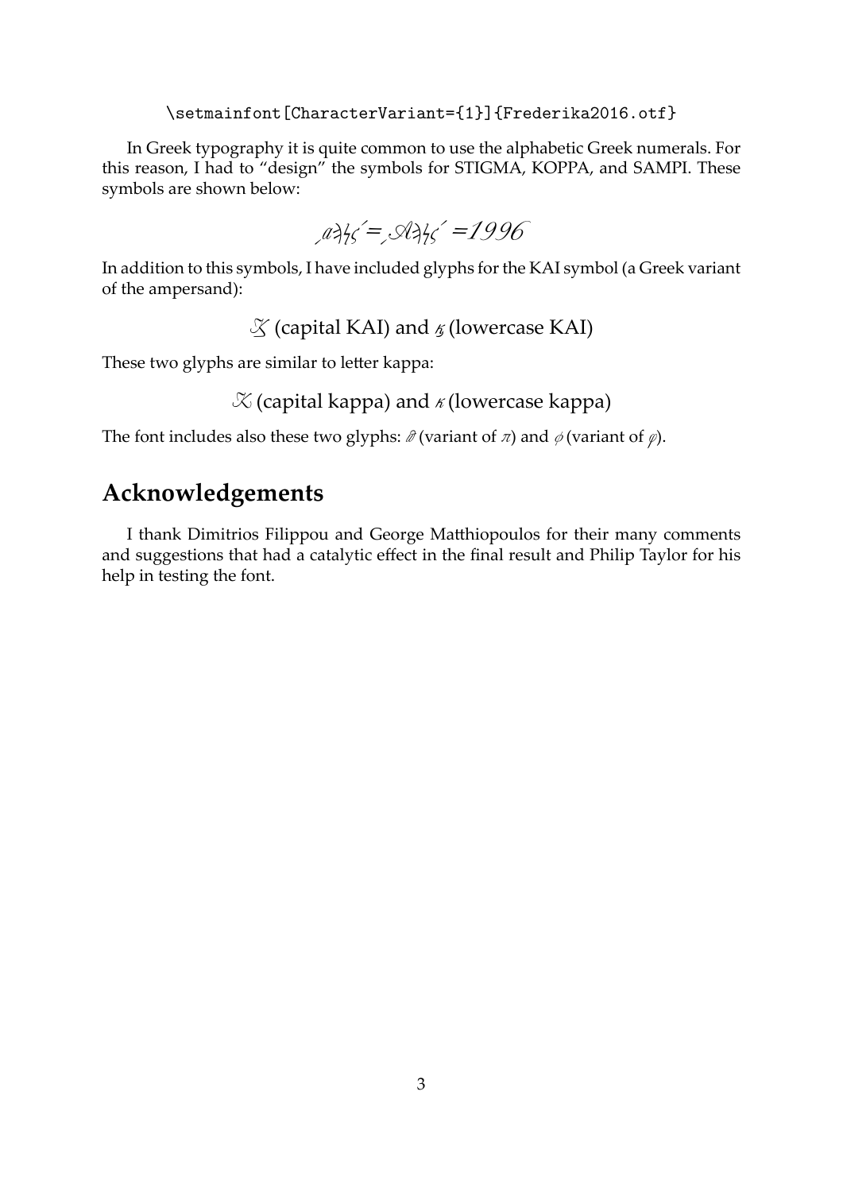```
\setmainfont[CharacterVariant={1}]{Frederika2016.otf}
```

In Greek typography it is quite common to use the alphabetic Greek numerals. For this reason, I had to "design" the symbols for STIGMA, KOPPA, and SAMPI. These symbols are shown below:

͵αϡϟϛʹ=͵Αϡϟϛʹ=1996

In addition to this symbols, I have included glyphs for the KAI symbol (a Greek variant of the ampersand):

Ϗ (capital KAI) and ϗ (lowercase KAI)

These two glyphs are similar to letter kappa:

Κ (capital kappa) and κ (lowercase kappa)

The font includes also these two glyphs: ϖ (variant of π) and ϕ (variant of φ).

## Acknowledgements

I thank Dimitrios Filippou and George Matthiopoulos for their many comments and suggestions that had a catalytic effect in the final result and Philip Taylor for his help in testing the font.